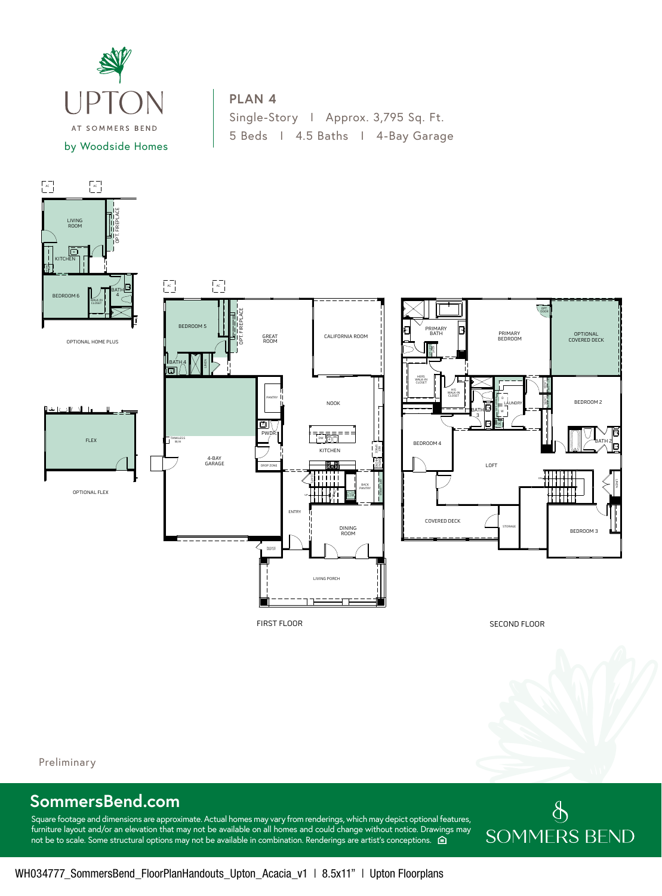UPTON

AT SOMMERS BEND

by Woodside Homes

## PLAN 4

Single-Story | Approx. 3,795 Sq. Ft.

5 Beds | 4.5 Baths | 4-Bay Garage

OPTIONAL HOME PLUS

LIVING ROOM, KITCHEN, OPT. FIREPLACE, BEDROOM 6, WALK-IN CLOSET, BATH 4

OPTIONAL FLEX

FLEX

FIRST FLOOR

BEDROOM 5, BATH 4, LINEN, OPT. FIREPLACE, GREAT ROOM, CALIFORNIA ROOM, PANTRY, NOOK, PWDR, KITCHEN, DROP ZONE, TANKLESS W/H, 4-BAY GARAGE, BACK PANTRY, ENTRY, DINING ROOM, LIVING PORCH

SECOND FLOOR

PRIMARY BATH, PRIMARY BEDROOM, OPTIONAL COVERED DECK, HERS WALK-IN CLOSET, HIS WALK-IN CLOSET, BATH 3, LAUNDRY, BEDROOM 2, BATH 2, BEDROOM 4, LOFT, LINEN, COVERED DECK, STORAGE, BEDROOM 3

Preliminary

**SommersBend.com**

Square footage and dimensions are approximate. Actual homes may vary from renderings, which may depict optional features, furniture layout and/or an elevation that may not be available on all homes and could change without notice. Drawings may not be to scale. Some structural options may not be available in combination. Renderings are artist's conceptions.

SOMMERS BEND

WH034777_SommersBend_FloorPlanHandouts_Upton_Acacia_v1 | 8.5x11" | Upton Floorplans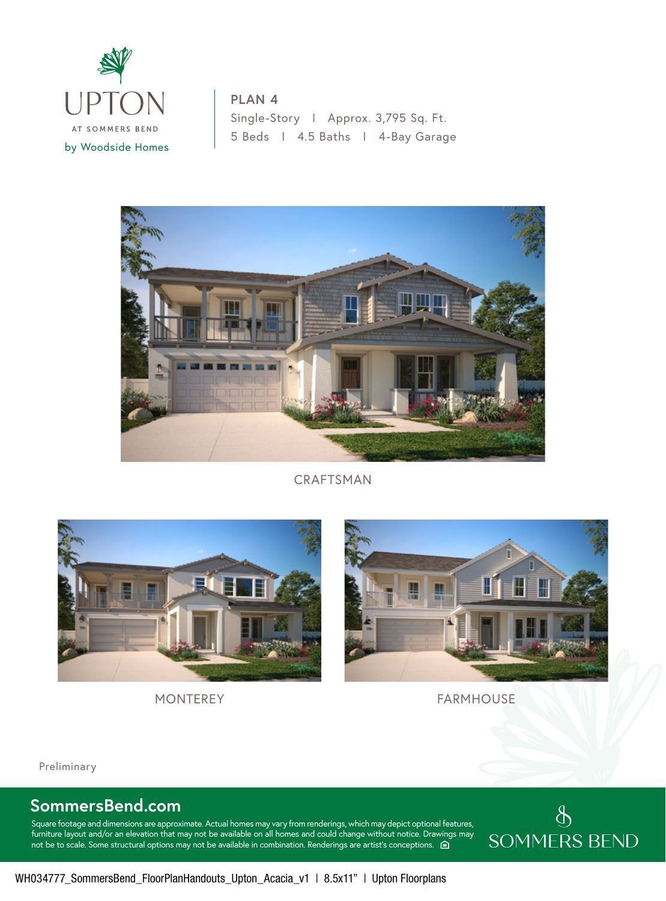UPTON

AT SOMMERS BEND

by Woodside Homes

**PLAN 4**

Single-Story | Approx. 3,795 Sq. Ft.

5 Beds | 4.5 Baths | 4-Bay Garage

CRAFTSMAN

MONTEREY

FARMHOUSE

Preliminary

**SommersBend.com**

Square footage and dimensions are approximate. Actual homes may vary from renderings, which may depict optional features, furniture layout and/or an elevation that may not be available on all homes and could change without notice. Drawings may not be to scale. Some structural options may not be available in combination. Renderings are artist's conceptions.

SOMMERS BEND

WH034777_SommersBend_FloorPlanHandouts_Upton_Acacia_v1 | 8.5x11" | Upton Floorplans